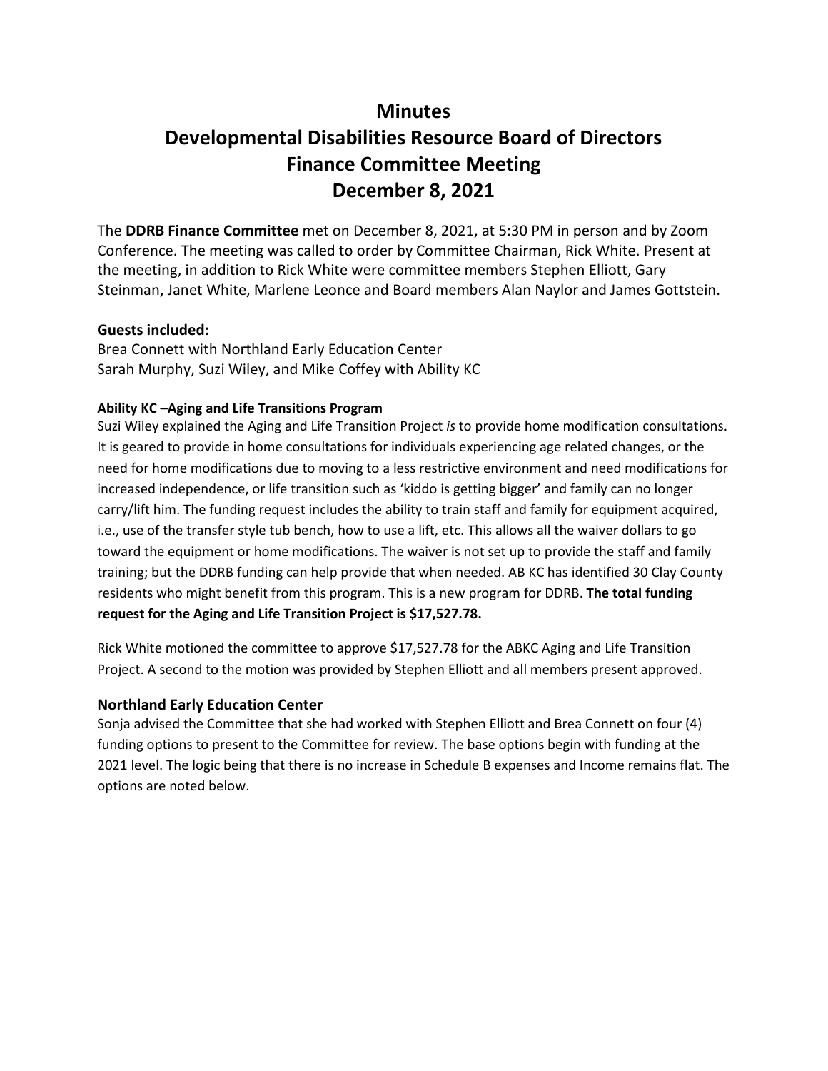# Minutes
# Developmental Disabilities Resource Board of Directors
# Finance Committee Meeting
# December 8, 2021

The **DDRB Finance Committee** met on December 8, 2021, at 5:30 PM in person and by Zoom Conference. The meeting was called to order by Committee Chairman, Rick White. Present at the meeting, in addition to Rick White were committee members Stephen Elliott, Gary Steinman, Janet White, Marlene Leonce and Board members Alan Naylor and James Gottstein.

### Guests included:

Brea Connett with Northland Early Education Center
Sarah Murphy, Suzi Wiley, and Mike Coffey with Ability KC

#### Ability KC –Aging and Life Transitions Program

Suzi Wiley explained the Aging and Life Transition Project *is* to provide home modification consultations. It is geared to provide in home consultations for individuals experiencing age related changes, or the need for home modifications due to moving to a less restrictive environment and need modifications for increased independence, or life transition such as 'kiddo is getting bigger' and family can no longer carry/lift him. The funding request includes the ability to train staff and family for equipment acquired, i.e., use of the transfer style tub bench, how to use a lift, etc. This allows all the waiver dollars to go toward the equipment or home modifications. The waiver is not set up to provide the staff and family training; but the DDRB funding can help provide that when needed. AB KC has identified 30 Clay County residents who might benefit from this program. This is a new program for DDRB. **The total funding request for the Aging and Life Transition Project is $17,527.78.**

Rick White motioned the committee to approve $17,527.78 for the ABKC Aging and Life Transition Project. A second to the motion was provided by Stephen Elliott and all members present approved.

### Northland Early Education Center

Sonja advised the Committee that she had worked with Stephen Elliott and Brea Connett on four (4) funding options to present to the Committee for review. The base options begin with funding at the 2021 level. The logic being that there is no increase in Schedule B expenses and Income remains flat. The options are noted below.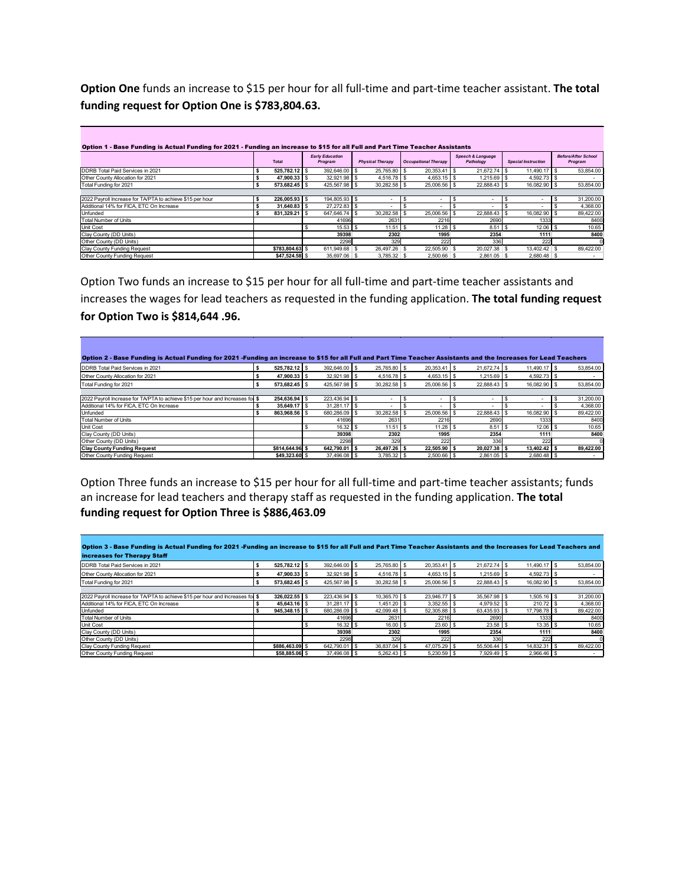**Option One** funds an increase to $15 per hour for all full-time and part-time teacher assistant. **The total funding request for Option One is $783,804.63.**

| Option 1 - Base Funding is Actual Funding for 2021 - Funding an increase to $15 for all Full and Part Time Teacher Assistants | Total | Early Education Program | Physical Therapy | Occupational Therapy | Speech & Language Pathology | Special Instruction | Before/After School Program |
|---|---|---|---|---|---|---|---|
| DDRB Total Paid Services in 2021 | $ 525,782.12 | $ 392,646.00 | $ 25,765.80 | $ 20,353.41 | $ 21,672.74 | $ 11,490.17 | $ 53,854.00 |
| Other County Allocation for 2021 | $ 47,900.33 | $ 32,921.98 | $ 4,516.78 | $ 4,653.15 | $ 1,215.69 | $ 4,592.73 | $ - |
| Total Funding for 2021 | $ 573,682.45 | $ 425,567.98 | $ 30,282.58 | $ 25,006.56 | $ 22,888.43 | $ 16,082.90 | $ 53,854.00 |
| | | | | | | | |
| 2022 Payroll Increase for TA/PTA to achieve $15 per hour | $ 226,005.93 | $ 194,805.93 | $ - | $ - | $ - | $ - | $ 31,200.00 |
| Additional 14% for FICA, ETC On Increase | $ 31,640.83 | $ 27,272.83 | $ - | $ - | $ - | $ - | $ 4,368.00 |
| Unfunded | $ 831,329.21 | $ 647,646.74 | $ 30,282.58 | $ 25,006.56 | $ 22,888.43 | $ 16,082.90 | $ 89,422.00 |
| Total Number of Units | | 41696 | 2631 | 2216 | 2690 | 1333 | 8400 |
| Unit Cost | | $ 15.53 | $ 11.51 | $ 11.28 | $ 8.51 | $ 12.06 | $ 10.65 |
| Clay County (DD Units) | | 39398 | 2302 | 1995 | 2354 | 1111 | 8400 |
| Other County (DD Units) | | 2298 | 329 | 222 | 336 | 222 | 0 |
| Clay County Funding Request | $783,804.63 | $ 611,949.68 | $ 26,497.26 | $ 22,505.90 | $ 20,027.38 | $ 13,402.42 | $ 89,422.00 |
| Other County Funding Request | $47,524.58 | $ 35,697.06 | $ 3,785.32 | $ 2,500.66 | $ 2,861.05 | $ 2,680.48 | $ - |

Option Two funds an increase to $15 per hour for all full-time and part-time teacher assistants and increases the wages for lead teachers as requested in the funding application. **The total funding request for Option Two is $814,644 .96.**

| Option 2 - Base Funding is Actual Funding for 2021 -Funding an increase to $15 for all Full and Part Time Teacher Assistants and the Increases for Lead Teachers | | | | | | | |
|---|---|---|---|---|---|---|---|
| DDRB Total Paid Services in 2021 | $ 525,782.12 | $ 392,646.00 | $ 25,765.80 | $ 20,353.41 | $ 21,672.74 | $ 11,490.17 | $ 53,854.00 |
| Other County Allocation for 2021 | $ 47,900.33 | $ 32,921.98 | $ 4,516.78 | $ 4,653.15 | $ 1,215.69 | $ 4,592.73 | $ - |
| Total Funding for 2021 | $ 573,682.45 | $ 425,567.98 | $ 30,282.58 | $ 25,006.56 | $ 22,888.43 | $ 16,082.90 | $ 53,854.00 |
| | | | | | | | |
| 2022 Payroll Increase for TA/PTA to achieve $15 per hour and Increases for | $ 254,636.94 | $ 223,436.94 | $ - | $ - | $ - | $ - | $ 31,200.00 |
| Additional 14% for FICA, ETC On Increase | $ 35,649.17 | $ 31,281.17 | $ - | $ - | $ - | $ - | $ 4,368.00 |
| Unfunded | $ 863,968.56 | $ 680,286.09 | $ 30,282.58 | $ 25,006.56 | $ 22,888.43 | $ 16,082.90 | $ 89,422.00 |
| Total Number of Units | | 41696 | 2631 | 2216 | 2690 | 1333 | 8400 |
| Unit Cost | | $ 16.32 | $ 11.51 | $ 11.28 | $ 8.51 | $ 12.06 | $ 10.65 |
| Clay County (DD Units) | | 39398 | 2302 | 1995 | 2354 | 1111 | 8400 |
| Other County (DD Units) | | 2298 | 329 | 222 | 336 | 222 | 0 |
| **Clay County Funding Request** | **$814,644.96** | **$ 642,790.01** | **$ 26,497.26** | **$ 22,505.90** | **$ 20,027.38** | **$ 13,402.42** | **$ 89,422.00** |
| Other County Funding Request | $49,323.60 | $ 37,496.08 | $ 3,785.32 | $ 2,500.66 | $ 2,861.05 | $ 2,680.48 | $ - |

Option Three funds an increase to $15 per hour for all full-time and part-time teacher assistants; funds an increase for lead teachers and therapy staff as requested in the funding application. **The total funding request for Option Three is $886,463.09**

| Option 3 - Base Funding is Actual Funding for 2021 -Funding an increase to $15 for all Full and Part Time Teacher Assistants and the Increases for Lead Teachers and increases for Therapy Staff | | | | | | | |
|---|---|---|---|---|---|---|---|
| DDRB Total Paid Services in 2021 | $ 525,782.12 | $ 392,646.00 | $ 25,765.80 | $ 20,353.41 | $ 21,672.74 | $ 11,490.17 | $ 53,854.00 |
| Other County Allocation for 2021 | $ 47,900.33 | $ 32,921.98 | $ 4,516.78 | $ 4,653.15 | $ 1,215.69 | $ 4,592.73 | $ - |
| Total Funding for 2021 | $ 573,682.45 | $ 425,567.98 | $ 30,282.58 | $ 25,006.56 | $ 22,888.43 | $ 16,082.90 | $ 53,854.00 |
| | | | | | | | |
| 2022 Payroll Increase for TA/PTA to achieve $15 per hour and Increases for | $ 326,022.55 | $ 223,436.94 | $ 10,365.70 | $ 23,946.77 | $ 35,567.98 | $ 1,505.16 | $ 31,200.00 |
| Additional 14% for FICA, ETC On Increase | $ 45,643.16 | $ 31,281.17 | $ 1,451.20 | $ 3,352.55 | $ 4,979.52 | $ 210.72 | $ 4,368.00 |
| Unfunded | $ 945,348.15 | $ 680,286.09 | $ 42,099.48 | $ 52,305.88 | $ 63,435.93 | $ 17,798.78 | $ 89,422.00 |
| Total Number of Units | | 41696 | 2631 | 2216 | 2690 | 1333 | 8400 |
| Unit Cost | | $ 16.32 | $ 16.00 | $ 23.60 | $ 23.58 | $ 13.35 | $ 10.65 |
| Clay County (DD Units) | | 39398 | 2302 | 1995 | 2354 | 1111 | 8400 |
| Other County (DD Units) | | 2298 | 329 | 222 | 336 | 222 | 0 |
| Clay County Funding Request | $886,463.09 | $ 642,790.01 | $ 36,837.04 | $ 47,075.29 | $ 55,506.44 | $ 14,832.31 | $ 89,422.00 |
| Other County Funding Request | $58,885.06 | $ 37,496.08 | $ 5,262.43 | $ 5,230.59 | $ 7,929.49 | $ 2,966.46 | $ - |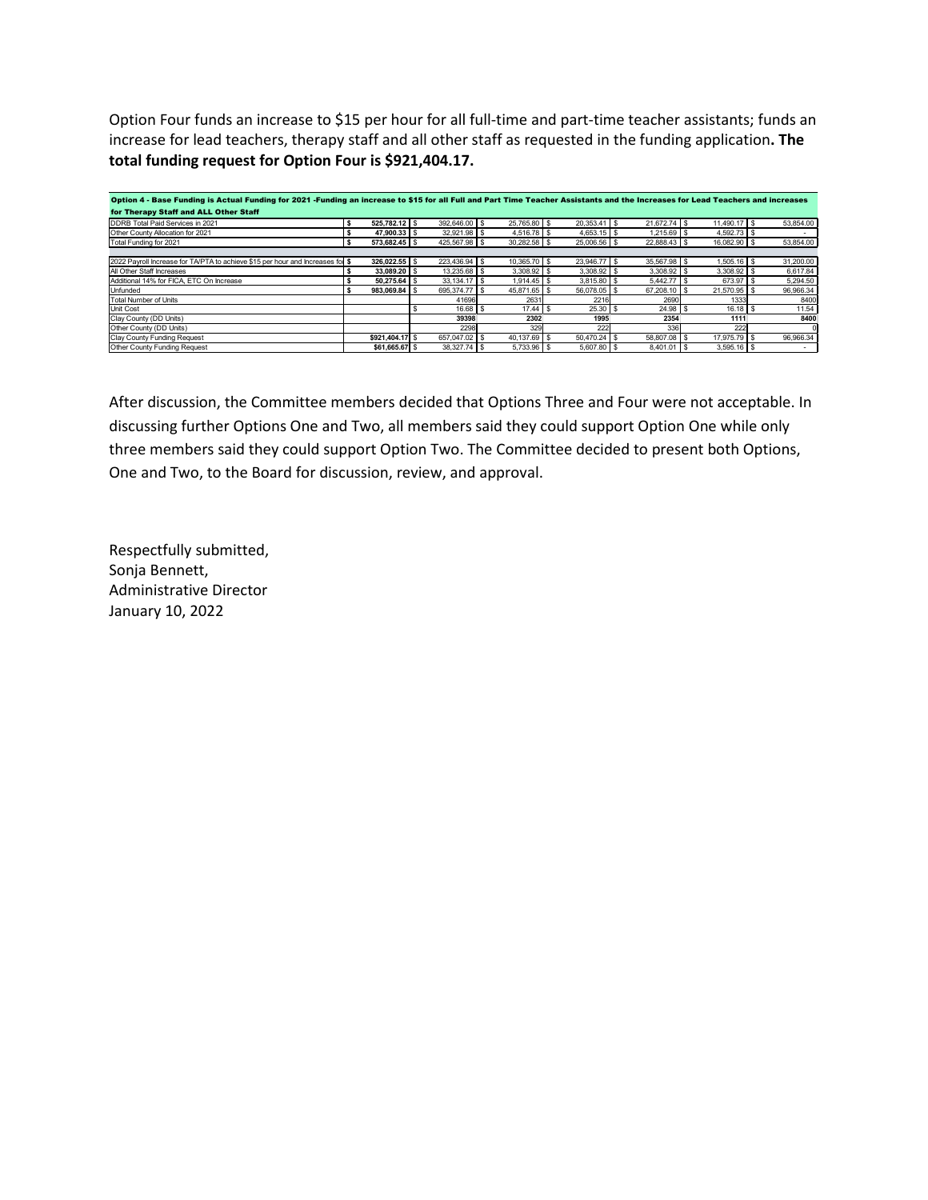Option Four funds an increase to $15 per hour for all full-time and part-time teacher assistants; funds an increase for lead teachers, therapy staff and all other staff as requested in the funding application**. The total funding request for Option Four is $921,404.17.**

| Option 4 - Base Funding is Actual Funding for 2021 -Funding an increase to $15 for all Full and Part Time Teacher Assistants and the Increases for Lead Teachers and increases for Therapy Staff and ALL Other Staff | | | | | | | |
|---|---|---|---|---|---|---|---|
| DDRB Total Paid Services in 2021 | $ 525,782.12 | $ 392,646.00 | $ 25,765.80 | $ 20,353.41 | $ 21,672.74 | $ 11,490.17 | $ 53,854.00 |
| Other County Allocation for 2021 | $ 47,900.33 | $ 32,921.98 | $ 4,516.78 | $ 4,653.15 | $ 1,215.69 | $ 4,592.73 | $ - |
| Total Funding for 2021 | $ 573,682.45 | $ 425,567.98 | $ 30,282.58 | $ 25,006.56 | $ 22,888.43 | $ 16,082.90 | $ 53,854.00 |
| | | | | | | | |
| 2022 Payroll Increase for TA/PTA to achieve $15 per hour and Increases for | $ 326,022.55 | $ 223,436.94 | $ 10,365.70 | $ 23,946.77 | $ 35,567.98 | $ 1,505.16 | $ 31,200.00 |
| All Other Staff Increases | $ 33,089.20 | $ 13,235.68 | $ 3,308.92 | $ 3,308.92 | $ 3,308.92 | $ 3,308.92 | $ 6,617.84 |
| Additional 14% for FICA, ETC On Increase | $ 50,275.64 | $ 33,134.17 | $ 1,914.45 | $ 3,815.80 | $ 5,442.77 | $ 673.97 | $ 5,294.50 |
| Unfunded | $ 983,069.84 | $ 695,374.77 | $ 45,871.65 | $ 56,078.05 | $ 67,208.10 | $ 21,570.95 | $ 96,966.34 |
| Total Number of Units | | 41696 | 2631 | 2216 | 2690 | 1333 | 8400 |
| Unit Cost | | $ 16.68 | $ 17.44 | $ 25.30 | $ 24.98 | $ 16.18 | $ 11.54 |
| Clay County (DD Units) | | 39398 | 2302 | 1995 | 2354 | 1111 | 8400 |
| Other County (DD Units) | | 2298 | 329 | 222 | 336 | 222 | 0 |
| Clay County Funding Request | $921,404.17 | $ 657,047.02 | $ 40,137.69 | $ 50,470.24 | $ 58,807.08 | $ 17,975.79 | $ 96,966.34 |
| Other County Funding Request | $61,665.67 | $ 38,327.74 | $ 5,733.96 | $ 5,607.80 | $ 8,401.01 | $ 3,595.16 | $ - |

After discussion, the Committee members decided that Options Three and Four were not acceptable. In discussing further Options One and Two, all members said they could support Option One while only three members said they could support Option Two. The Committee decided to present both Options, One and Two, to the Board for discussion, review, and approval.

Respectfully submitted,
Sonja Bennett,
Administrative Director
January 10, 2022